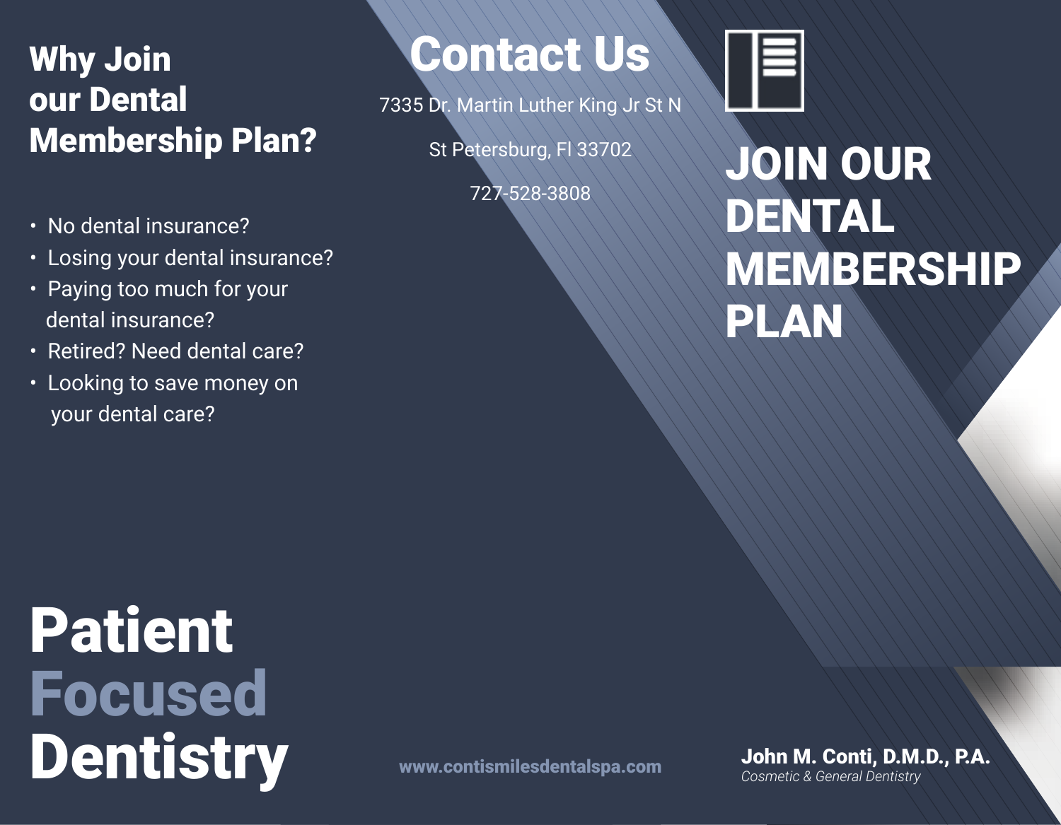## Why Join our Dental Membership Plan?

- No dental insurance?
- Losing your dental insurance?
- Paying too much for your dental insurance?
- Retired? Need dental care?
- Looking to save money on your dental care?

# Patient Focused Dentistry

## Contact Us

7335 Dr. Martin Luther King Jr St N

St Petersburg, Fl 33702

727-528-3808

**www.contismilesdentalspa.com**

# JOIN OUR DENTAL MEMBERSHIP PLAN

**John M. Conti, D.M.D., P.A.**
*Cosmetic & General Dentistry*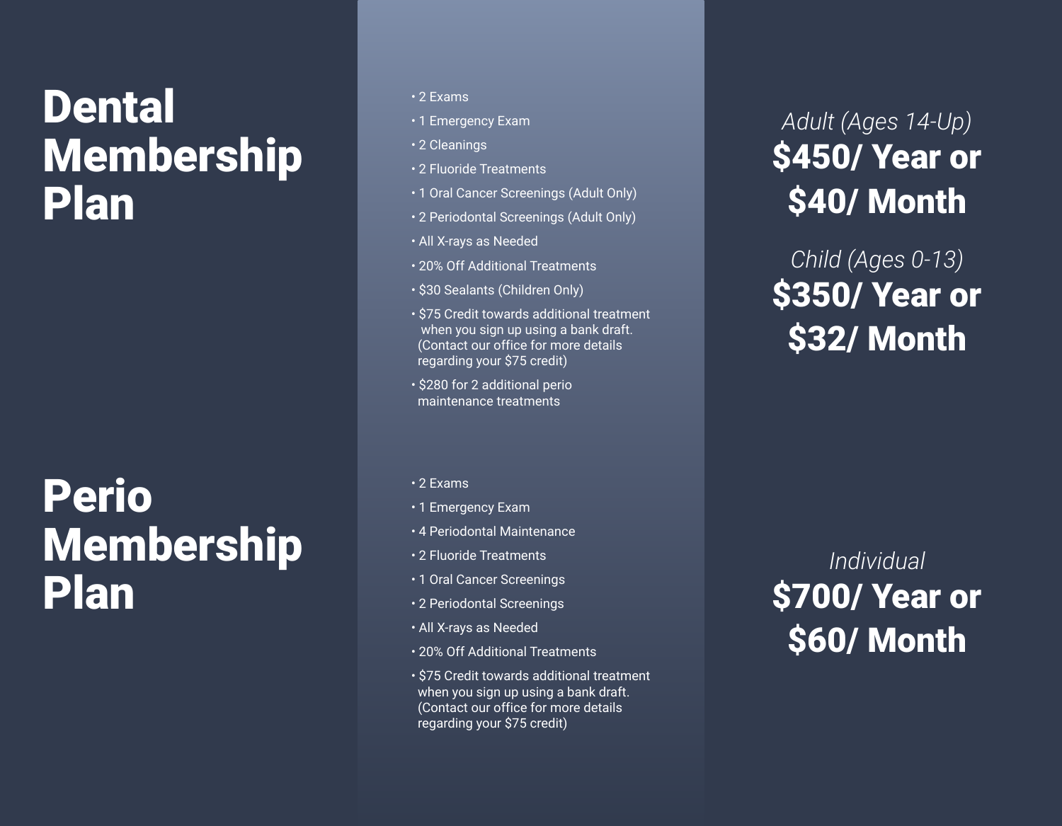# Dental Membership Plan

- 2 Exams
- 1 Emergency Exam
- 2 Cleanings
- 2 Fluoride Treatments
- 1 Oral Cancer Screenings (Adult Only)
- 2 Periodontal Screenings (Adult Only)
- All X-rays as Needed
- 20% Off Additional Treatments
- $30 Sealants (Children Only)
- $75 Credit towards additional treatment when you sign up using a bank draft. (Contact our office for more details regarding your $75 credit)
- $280 for 2 additional perio maintenance treatments

*Adult (Ages 14-Up)*

**$450/ Year or $40/ Month**

*Child (Ages 0-13)*

**$350/ Year or $32/ Month**

# Perio Membership Plan

- 2 Exams
- 1 Emergency Exam
- 4 Periodontal Maintenance
- 2 Fluoride Treatments
- 1 Oral Cancer Screenings
- 2 Periodontal Screenings
- All X-rays as Needed
- 20% Off Additional Treatments
- $75 Credit towards additional treatment when you sign up using a bank draft. (Contact our office for more details regarding your $75 credit)

*Individual*

**$700/ Year or $60/ Month**